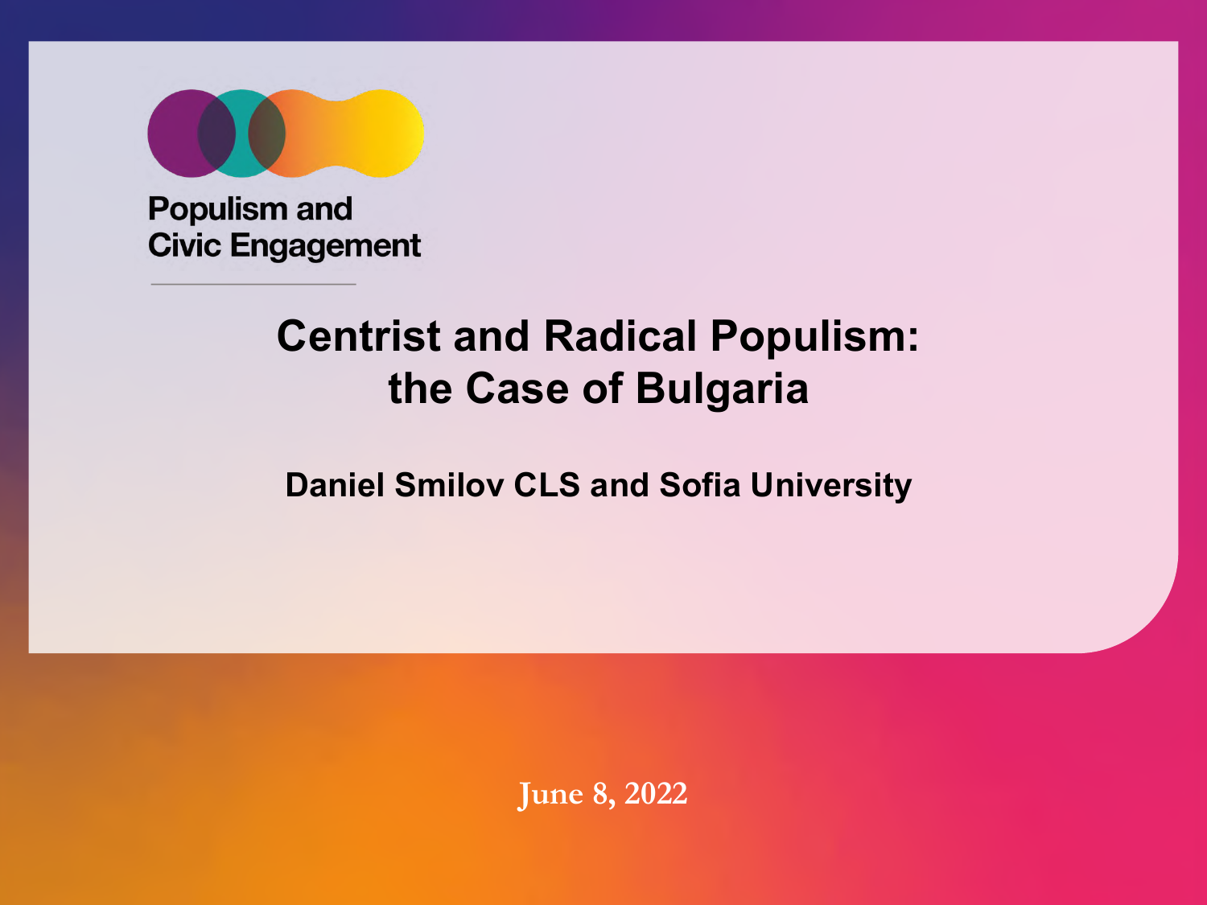Populism and Civic Engagement

# Centrist and Radical Populism: the Case of Bulgaria

**Daniel Smilov CLS and Sofia University**

June 8, 2022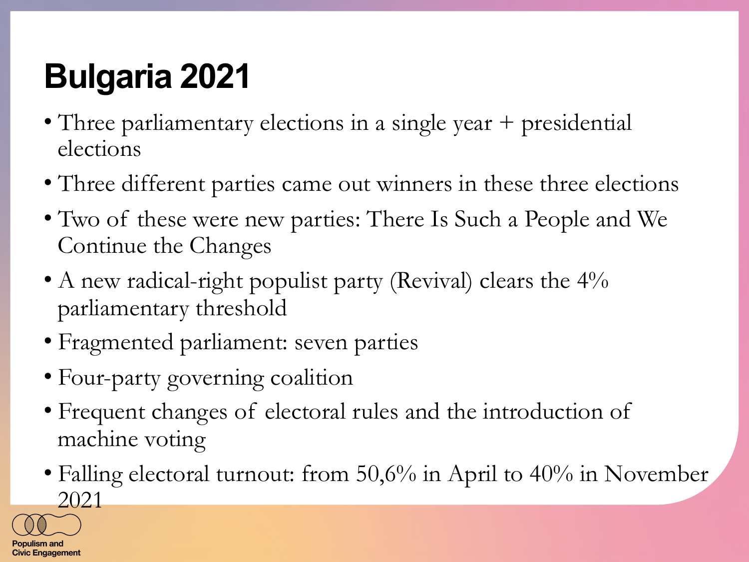# Bulgaria 2021

- Three parliamentary elections in a single year + presidential elections
- Three different parties came out winners in these three elections
- Two of these were new parties: There Is Such a People and We Continue the Changes
- A new radical-right populist party (Revival) clears the 4% parliamentary threshold
- Fragmented parliament: seven parties
- Four-party governing coalition
- Frequent changes of electoral rules and the introduction of machine voting
- Falling electoral turnout: from 50,6% in April to 40% in November 2021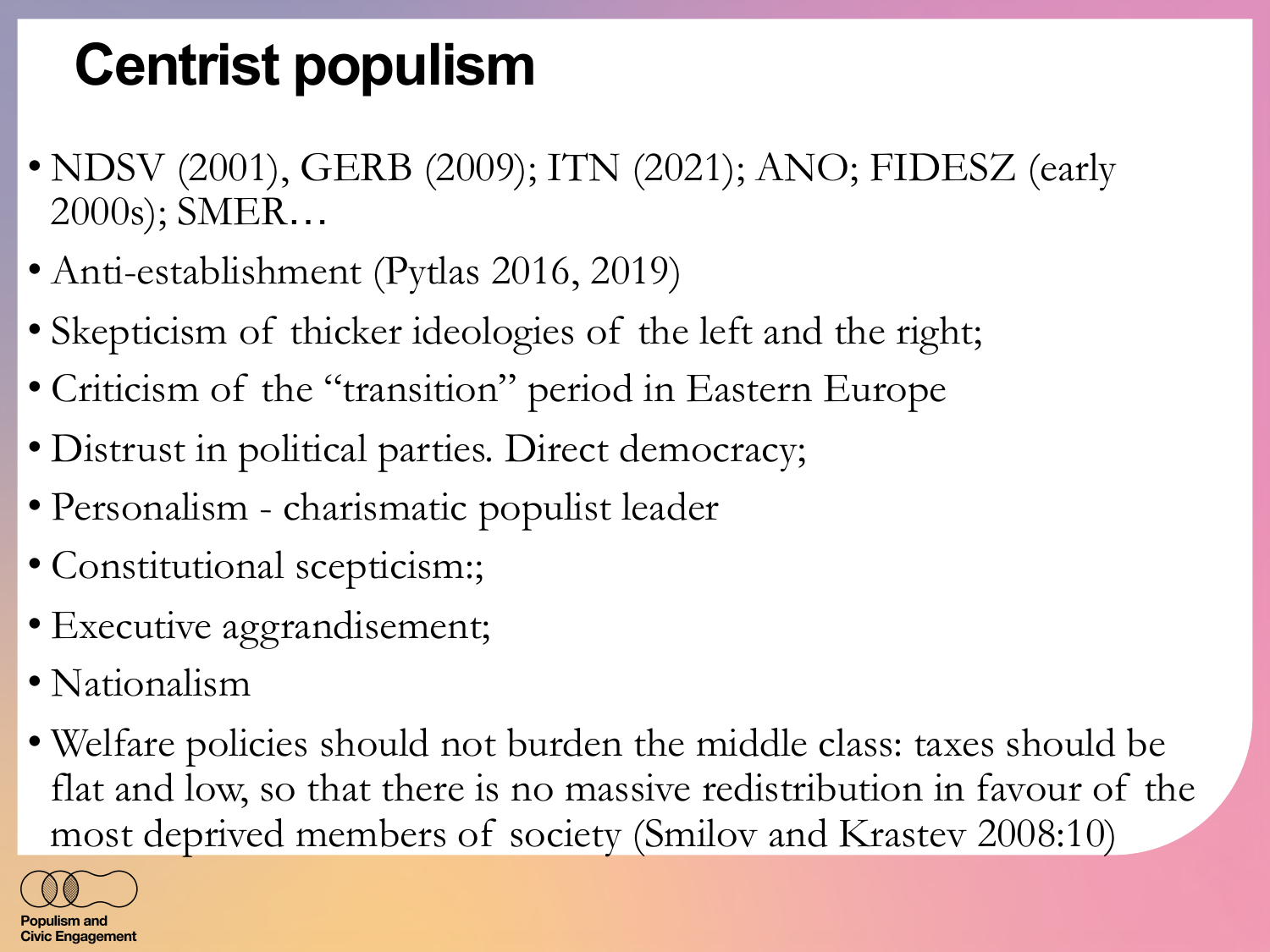# Centrist populism

- NDSV (2001), GERB (2009); ITN (2021); ANO; FIDESZ (early 2000s); SMER…
- Anti-establishment (Pytlas 2016, 2019)
- Skepticism of thicker ideologies of the left and the right;
- Criticism of the "transition" period in Eastern Europe
- Distrust in political parties. Direct democracy;
- Personalism - charismatic populist leader
- Constitutional scepticism:;
- Executive aggrandisement;
- Nationalism
- Welfare policies should not burden the middle class: taxes should be flat and low, so that there is no massive redistribution in favour of the most deprived members of society (Smilov and Krastev 2008:10)

Populism and Civic Engagement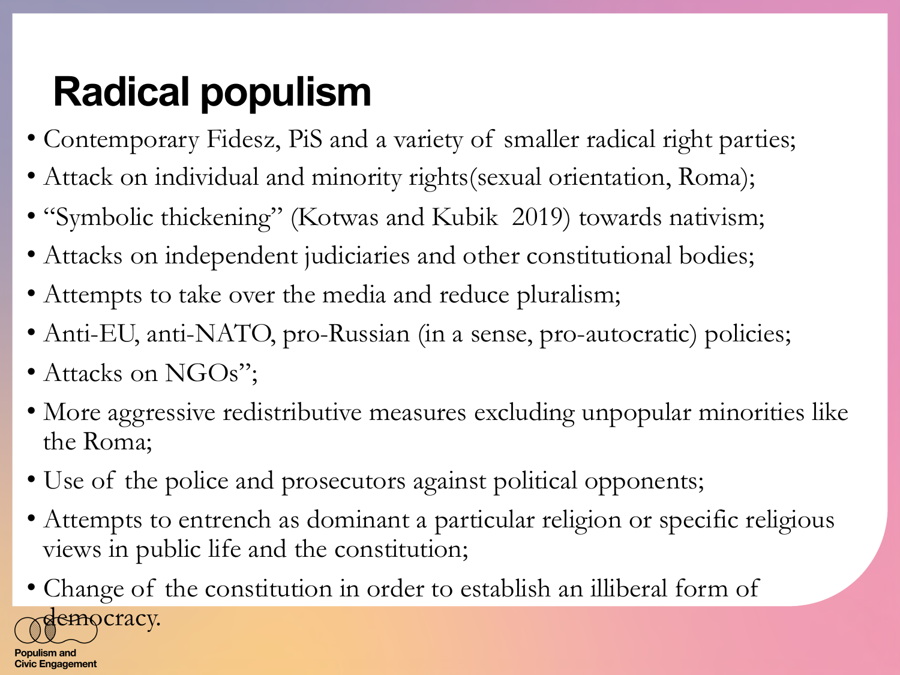# Radical populism

- Contemporary Fidesz, PiS and a variety of smaller radical right parties;
- Attack on individual and minority rights(sexual orientation, Roma);
- "Symbolic thickening" (Kotwas and Kubik 2019) towards nativism;
- Attacks on independent judiciaries and other constitutional bodies;
- Attempts to take over the media and reduce pluralism;
- Anti-EU, anti-NATO, pro-Russian (in a sense, pro-autocratic) policies;
- Attacks on NGOs";
- More aggressive redistributive measures excluding unpopular minorities like the Roma;
- Use of the police and prosecutors against political opponents;
- Attempts to entrench as dominant a particular religion or specific religious views in public life and the constitution;
- Change of the constitution in order to establish an illiberal form of democracy.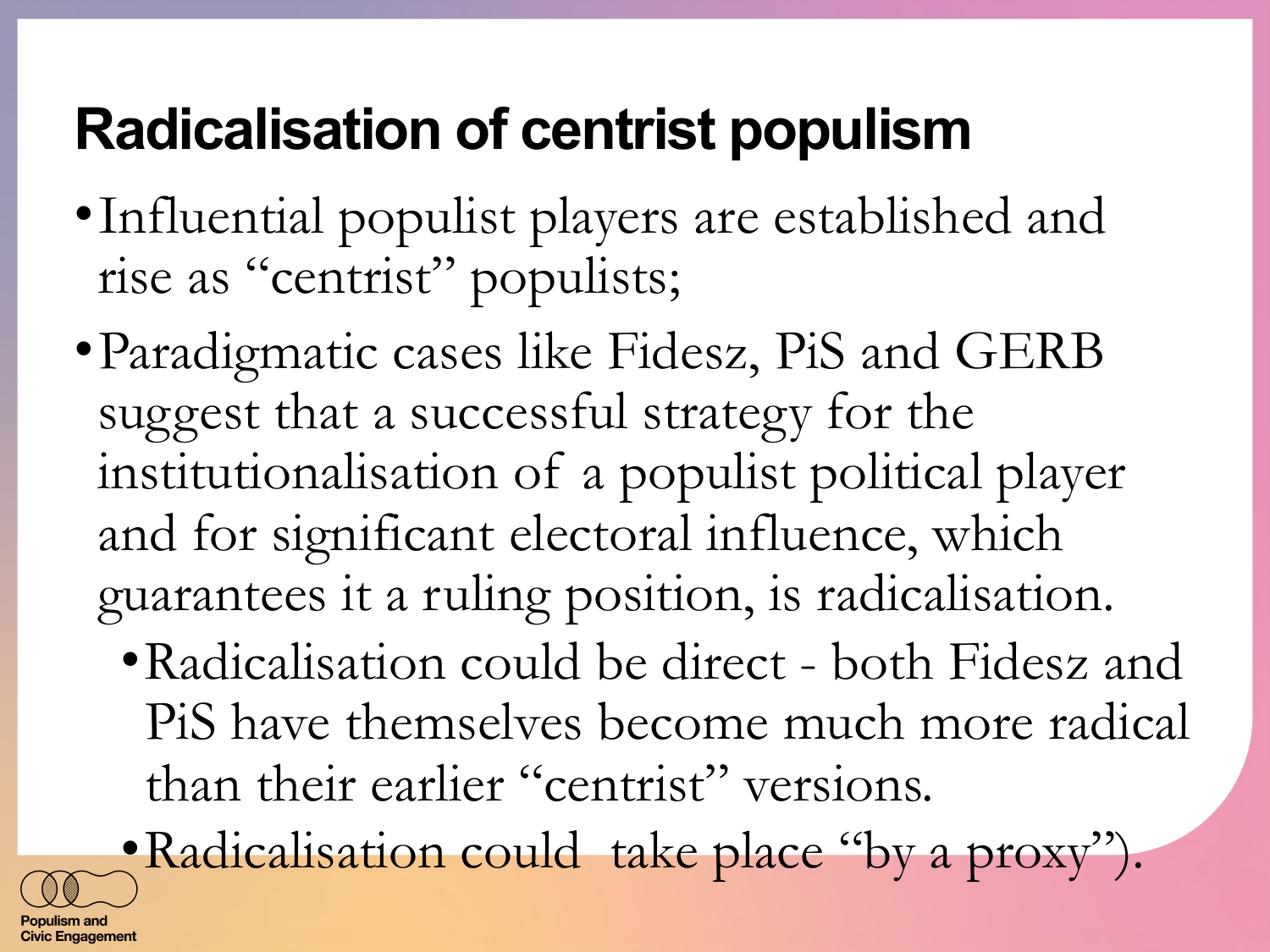# Radicalisation of centrist populism

- Influential populist players are established and rise as "centrist" populists;
- Paradigmatic cases like Fidesz, PiS and GERB suggest that a successful strategy for the institutionalisation of a populist political player and for significant electoral influence, which guarantees it a ruling position, is radicalisation.
  - Radicalisation could be direct - both Fidesz and PiS have themselves become much more radical than their earlier "centrist" versions.
  - Radicalisation could  take place "by a proxy").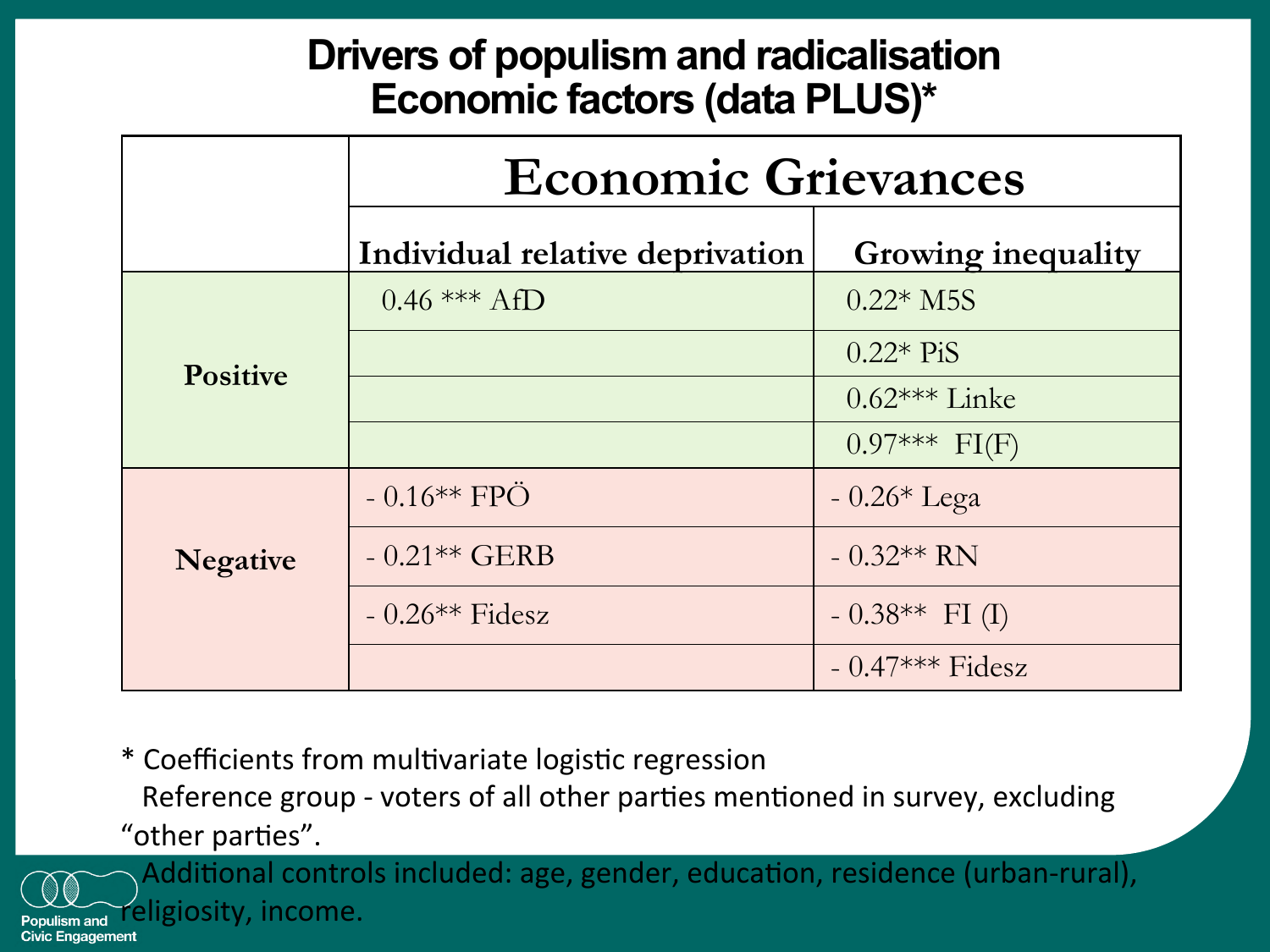# Drivers of populism and radicalisation
## Economic factors (data PLUS)*

| | Economic Grievances | |
|---|---|---|
| | Individual relative deprivation | Growing inequality |
| Positive | 0.46 *** AfD | 0.22* M5S |
| | | 0.22* PiS |
| | | 0.62*** Linke |
| | | 0.97*** FI(F) |
| Negative | - 0.16** FPÖ | - 0.26* Lega |
| | - 0.21** GERB | - 0.32** RN |
| | - 0.26** Fidesz | - 0.38** FI (I) |
| | | - 0.47*** Fidesz |

* Coefficients from multivariate logistic regression
  Reference group - voters of all other parties mentioned in survey, excluding "other parties".
  Additional controls included: age, gender, education, residence (urban-rural), religiosity, income.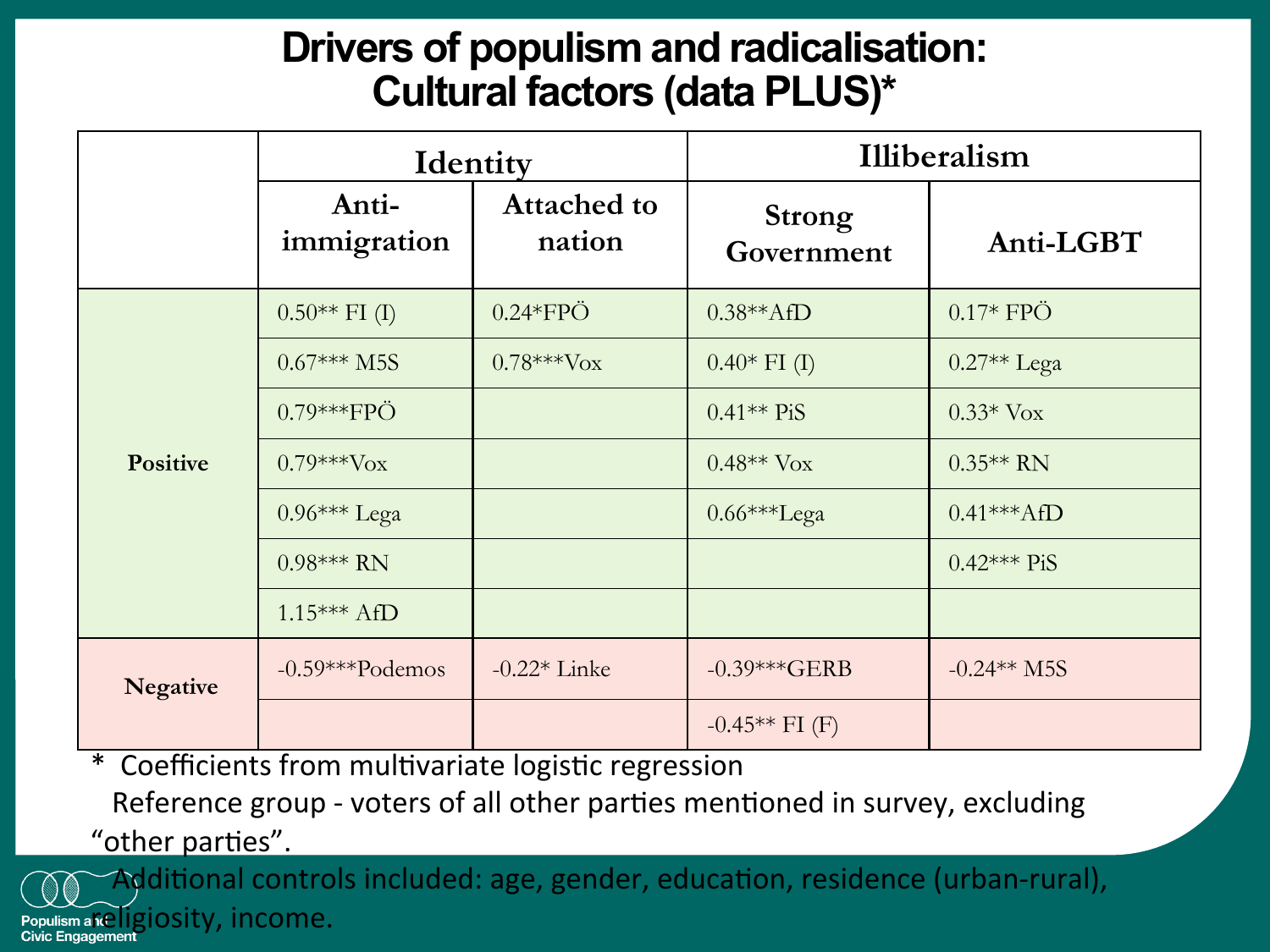# Drivers of populism and radicalisation: Cultural factors (data PLUS)*

| | Identity | | Illiberalism | |
|---|---|---|---|---|
| | Anti-immigration | Attached to nation | Strong Government | Anti-LGBT |
| **Positive** | 0.50** FI (I) | 0.24*FPÖ | 0.38**AfD | 0.17* FPÖ |
| | 0.67*** M5S | 0.78***Vox | 0.40* FI (I) | 0.27** Lega |
| | 0.79***FPÖ | | 0.41** PiS | 0.33* Vox |
| | 0.79***Vox | | 0.48** Vox | 0.35** RN |
| | 0.96*** Lega | | 0.66***Lega | 0.41***AfD |
| | 0.98*** RN | | | 0.42*** PiS |
| | 1.15*** AfD | | | |
| **Negative** | -0.59***Podemos | -0.22* Linke | -0.39***GERB | -0.24** M5S |
| | | | -0.45** FI (F) | |

* Coefficients from multivariate logistic regression
Reference group - voters of all other parties mentioned in survey, excluding "other parties".
Additional controls included: age, gender, education, residence (urban-rural), religiosity, income.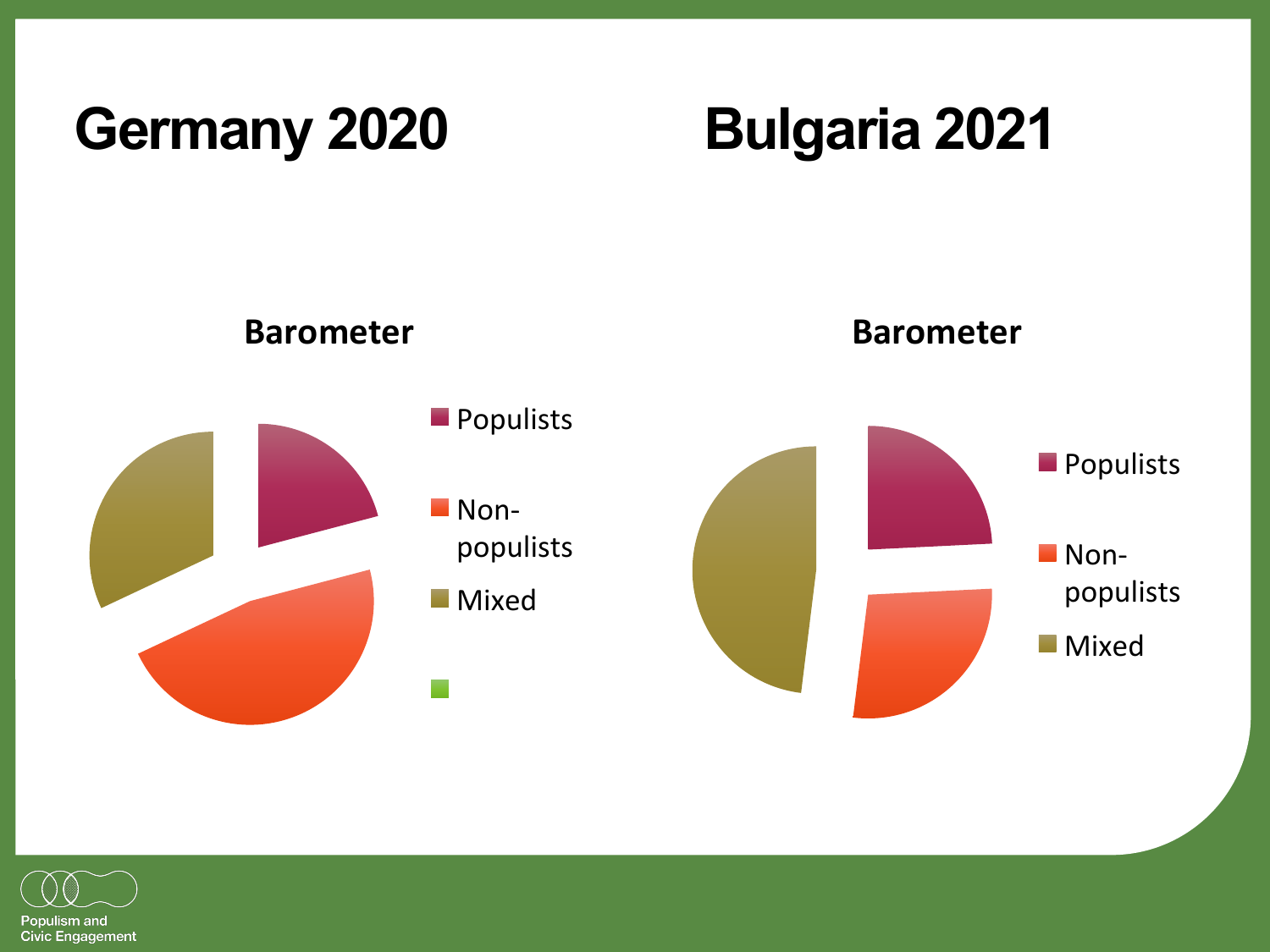# Germany 2020

**Barometer**

- Populists
- Non-populists
- Mixed

# Bulgaria 2021

**Barometer**

- Populists
- Non-populists
- Mixed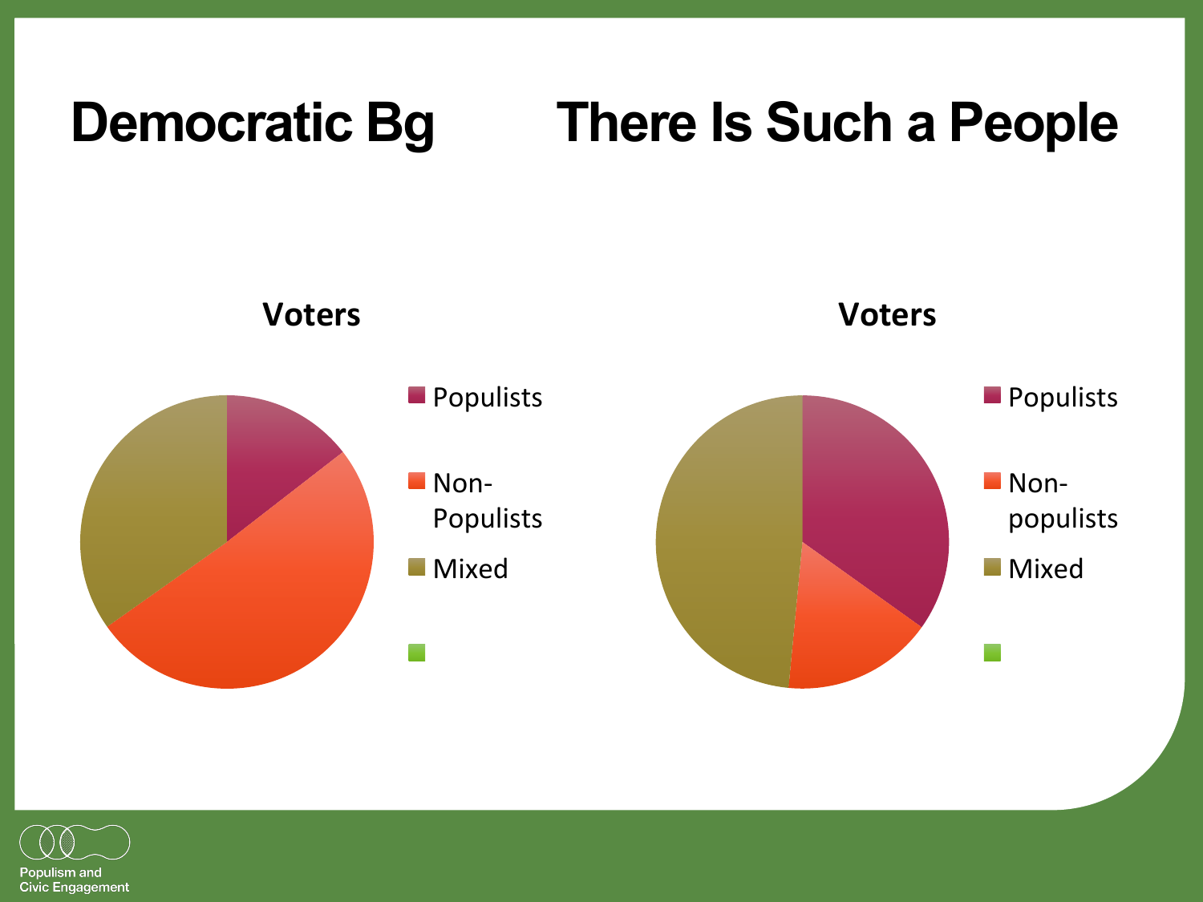# Democratic Bg

# There Is Such a People

**Voters**

Populists

Non-Populists

Mixed

**Voters**

Populists

Non-populists

Mixed

Populism and Civic Engagement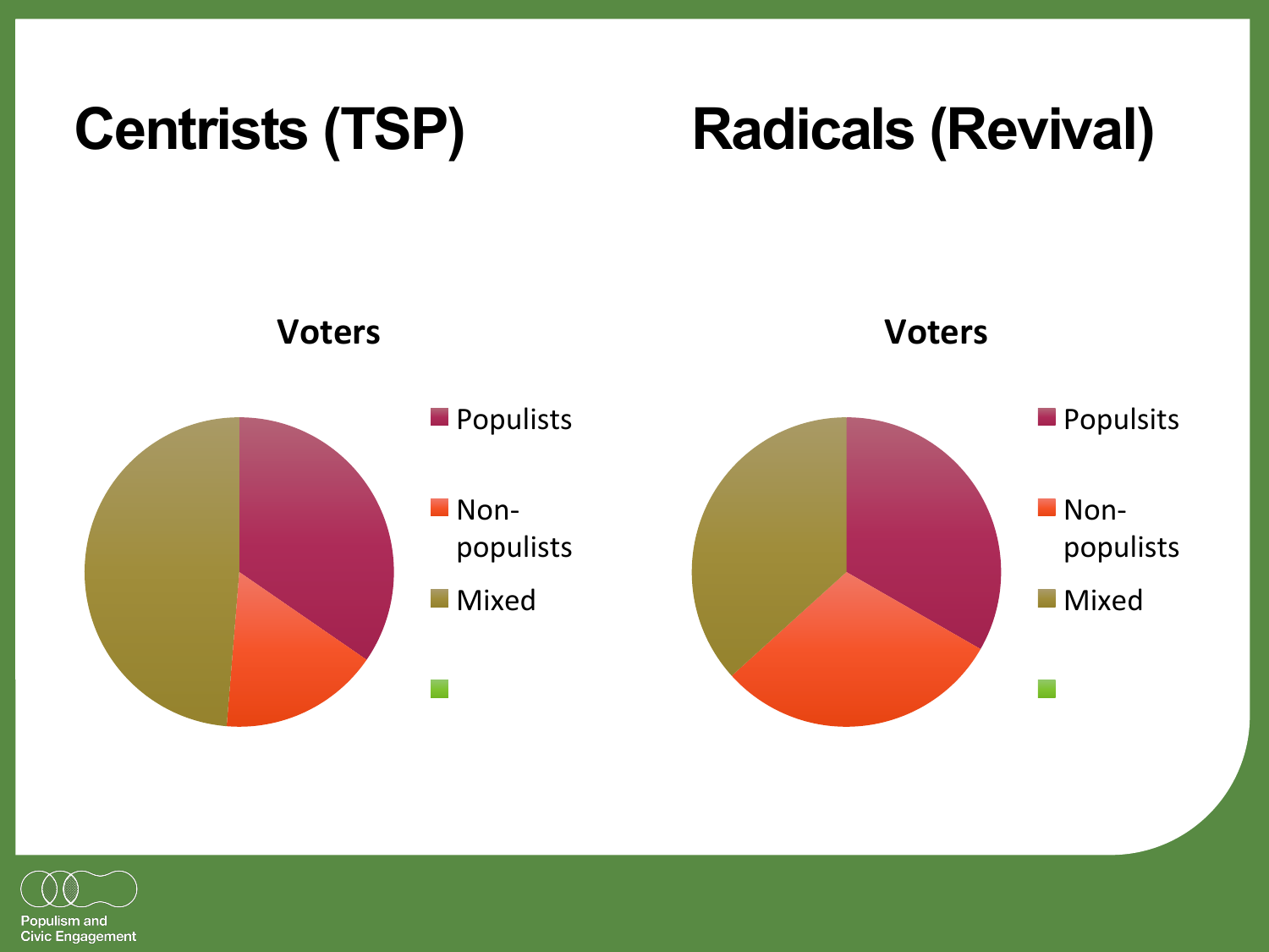# Centrists (TSP)

## Voters

- Populists
- Non-populists
- Mixed

# Radicals (Revival)

## Voters

- Populsits
- Non-populists
- Mixed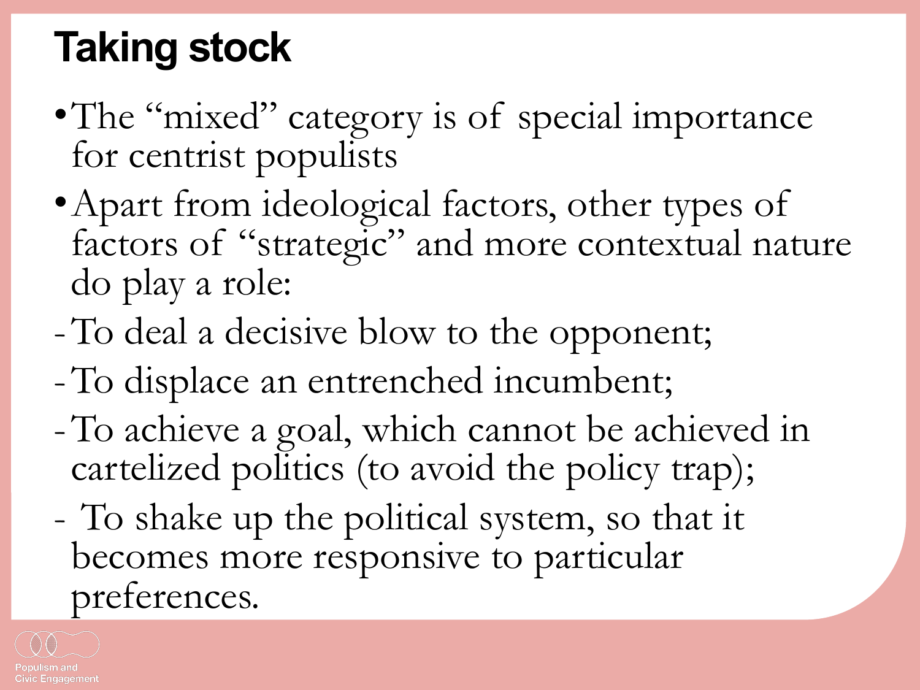# Taking stock

- The "mixed" category is of special importance for centrist populists
- Apart from ideological factors, other types of factors of "strategic" and more contextual nature do play a role:
  - To deal a decisive blow to the opponent;
  - To displace an entrenched incumbent;
  - To achieve a goal, which cannot be achieved in cartelized politics (to avoid the policy trap);
  - To shake up the political system, so that it becomes more responsive to particular preferences.